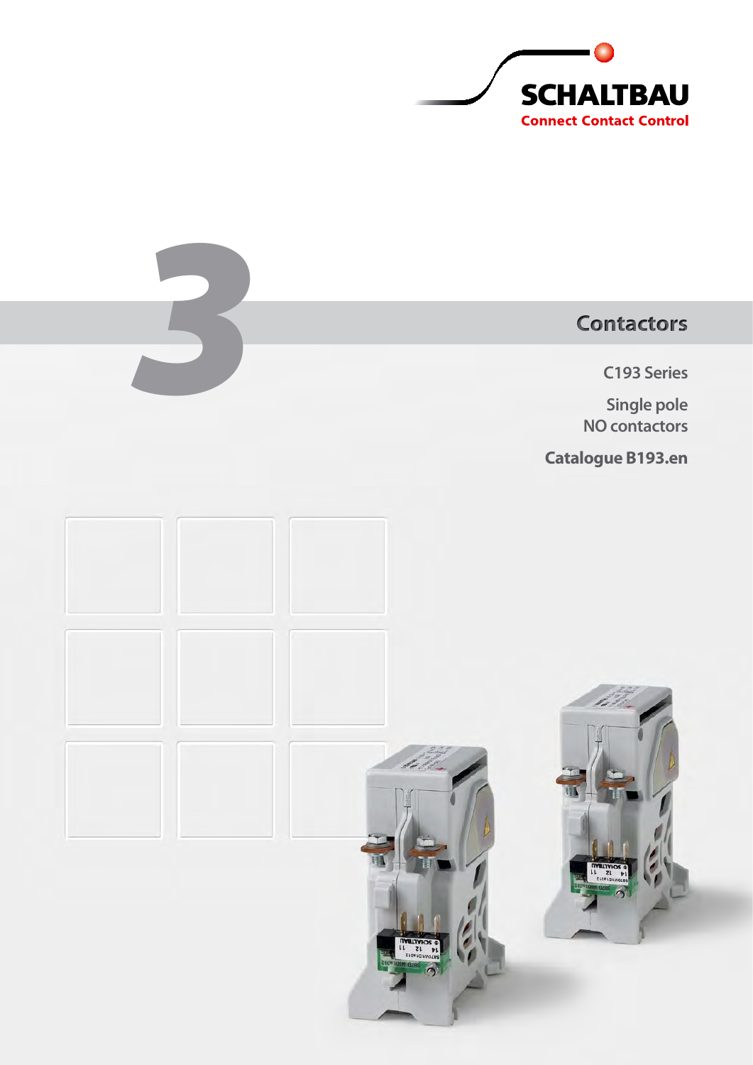SCHALTBAU

Connect Contact Control

3

# Contactors

C193 Series

Single pole
NO contactors

Catalogue B193.en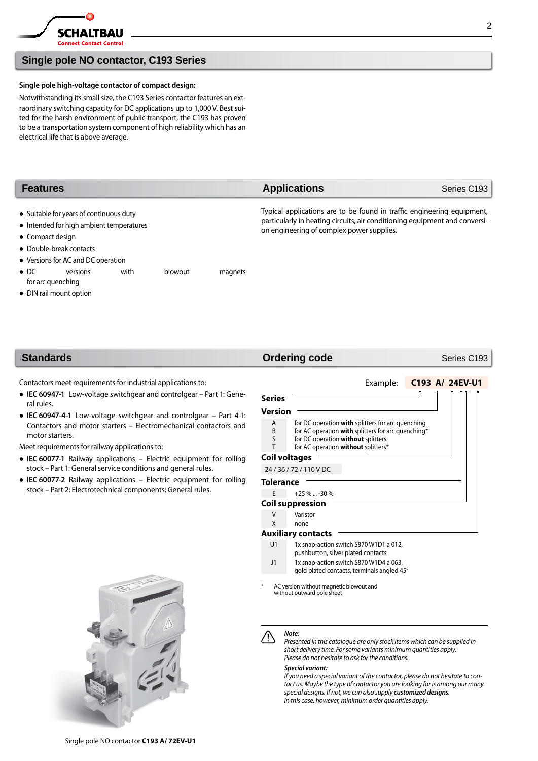# Single pole NO contactor, C193 Series

**Single pole high-voltage contactor of compact design:**

Notwithstanding its small size, the C193 Series contactor features an extraordinary switching capacity for DC applications up to 1,000 V. Best suited for the harsh environment of public transport, the C193 has proven to be a transportation system component of high reliability which has an electrical life that is above average.

## Features

- Suitable for years of continuous duty
- Intended for high ambient temperatures
- Compact design
- Double-break contacts
- Versions for AC and DC operation
- DC versions with blowout magnets for arc quenching
- DIN rail mount option

## Applications

Series C193

Typical applications are to be found in traffic engineering equipment, particularly in heating circuits, air conditioning equipment and conversion engineering of complex power supplies.

## Standards

Contactors meet requirements for industrial applications to:

- **IEC 60947-1** Low-voltage switchgear and controlgear – Part 1: General rules.
- **IEC 60947-4-1** Low-voltage switchgear and controlgear – Part 4-1: Contactors and motor starters – Electromechanical contactors and motor starters.

Meet requirements for railway applications to:

- **IEC 60077-1** Railway applications – Electric equipment for rolling stock – Part 1: General service conditions and general rules.
- **IEC 60077-2** Railway applications – Electric equipment for rolling stock – Part 2: Electrotechnical components; General rules.

Single pole NO contactor **C193 A/ 72EV-U1**

## Ordering code

Series C193

Example: **C193 A/ 24EV-U1**

**Series**

**Version**

| | |
|---|---|
| A | for DC operation **with** splitters for arc quenching |
| B | for AC operation **with** splitters for arc quenching* |
| S | for DC operation **without** splitters |
| T | for AC operation **without** splitters* |

**Coil voltages**

24 / 36 / 72 / 110 V DC

**Tolerance**

| | |
|---|---|
| E | +25 % ... -30 % |

**Coil suppression**

| | |
|---|---|
| V | Varistor |
| X | none |

**Auxiliary contacts**

| | |
|---|---|
| U1 | 1x snap-action switch S870 W1D1 a 012, pushbutton, silver plated contacts |
| J1 | 1x snap-action switch S870 W1D4 a 063, gold plated contacts, terminals angled 45° |

\* AC version without magnetic blowout and without outward pole sheet

*Note:*
*Presented in this catalogue are only stock items which can be supplied in short delivery time. For some variants minimum quantities apply. Please do not hesitate to ask for the conditions.*

*Special variant:*
*If you need a special variant of the contactor, please do not hesitate to contact us. Maybe the type of contactor you are looking for is among our many special designs. If not, we can also supply **customized designs**. In this case, however, minimum order quantities apply.*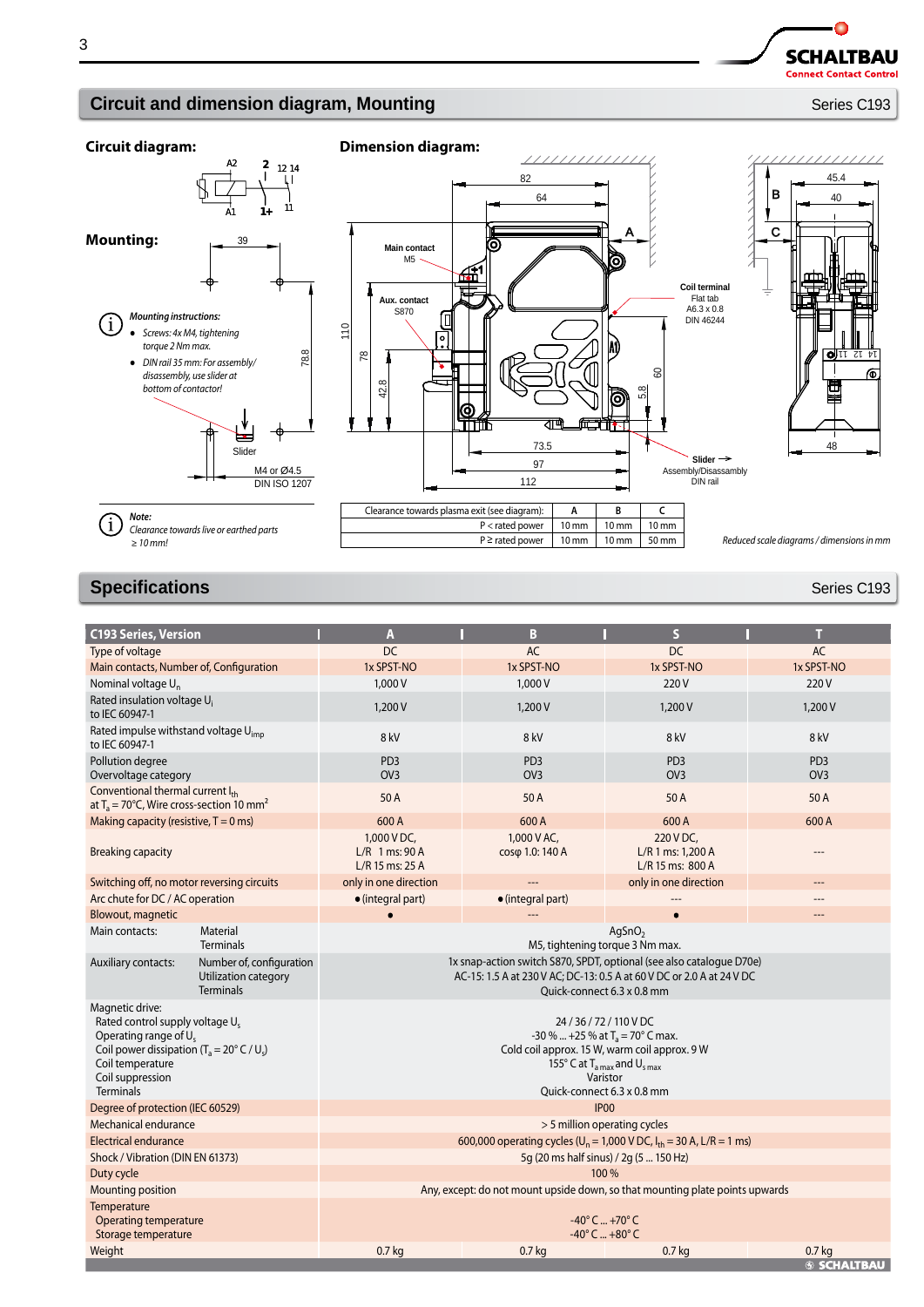## Circuit and dimension diagram, Mounting

Series C193

**Circuit diagram:**

**Mounting:**

*Mounting instructions:*

- *Screws: 4x M4, tightening torque 2 Nm max.*
- *DIN rail 35 mm: For assembly/ disassembly, use slider at bottom of contactor!*

Slider

M4 or Ø4.5
DIN ISO 1207

*Note:*
*Clearance towards live or earthed parts ≥ 10 mm!*

**Dimension diagram:**

Main contact M5

Aux. contact S870

Coil terminal
Flat tab A6.3 x 0.8
DIN 46244

Slider
Assembly/Disassambly
DIN rail

| Clearance towards plasma exit (see diagram): | A | B | C |
|---|---|---|---|
| P < rated power | 10 mm | 10 mm | 10 mm |
| P ≥ rated power | 10 mm | 10 mm | 50 mm |

*Reduced scale diagrams / dimensions in mm*

## Specifications

Series C193

| C193 Series, Version | | A | B | S | T |
|---|---|---|---|---|---|
| Type of voltage | | DC | AC | DC | AC |
| Main contacts, Number of, Configuration | | 1x SPST-NO | 1x SPST-NO | 1x SPST-NO | 1x SPST-NO |
| Nominal voltage $U_n$ | | 1,000 V | 1,000 V | 220 V | 220 V |
| Rated insulation voltage $U_i$ to IEC 60947-1 | | 1,200 V | 1,200 V | 1,200 V | 1,200 V |
| Rated impulse withstand voltage $U_{imp}$ to IEC 60947-1 | | 8 kV | 8 kV | 8 kV | 8 kV |
| Pollution degree<br>Overvoltage category | | PD3<br>OV3 | PD3<br>OV3 | PD3<br>OV3 | PD3<br>OV3 |
| Conventional thermal current $I_{th}$ at $T_a$ = 70°C, Wire cross-section 10 mm² | | 50 A | 50 A | 50 A | 50 A |
| Making capacity (resistive, T = 0 ms) | | 600 A | 600 A | 600 A | 600 A |
| Breaking capacity | | 1,000 V DC,<br>L/R 1 ms: 90 A<br>L/R 15 ms: 25 A | 1,000 V AC,<br>cosφ 1.0: 140 A | 220 V DC,<br>L/R 1 ms: 1,200 A<br>L/R 15 ms: 800 A | --- |
| Switching off, no motor reversing circuits | | only in one direction | --- | only in one direction | --- |
| Arc chute for DC / AC operation | | • (integral part) | • (integral part) | --- | --- |
| Blowout, magnetic | | • | --- | • | --- |
| Main contacts: | Material<br>Terminals | AgSnO₂<br>M5, tightening torque 3 Nm max. | | | |
| Auxiliary contacts: | Number of, configuration<br>Utilization category<br>Terminals | 1x snap-action switch S870, SPDT, optional (see also catalogue D70e)<br>AC-15: 1.5 A at 230 V AC; DC-13: 0.5 A at 60 V DC or 2.0 A at 24 V DC<br>Quick-connect 6.3 x 0.8 mm | | | |
| Magnetic drive:<br>Rated control supply voltage $U_s$<br>Operating range of $U_s$<br>Coil power dissipation ($T_a$ = 20° C / $U_s$)<br>Coil temperature<br>Coil suppression<br>Terminals | | 24 / 36 / 72 / 110 V DC<br>-30 % ... +25 % at $T_a$ = 70° C max.<br>Cold coil approx. 15 W, warm coil approx. 9 W<br>155° C at $T_{a\,max}$ and $U_{s\,max}$<br>Varistor<br>Quick-connect 6.3 x 0.8 mm | | | |
| Degree of protection (IEC 60529) | | IP00 | | | |
| Mechanical endurance | | > 5 million operating cycles | | | |
| Electrical endurance | | 600,000 operating cycles ($U_n$ = 1,000 V DC, $I_{th}$ = 30 A, L/R = 1 ms) | | | |
| Shock / Vibration (DIN EN 61373) | | 5g (20 ms half sinus) / 2g (5 ... 150 Hz) | | | |
| Duty cycle | | 100 % | | | |
| Mounting position | | Any, except: do not mount upside down, so that mounting plate points upwards | | | |
| Temperature<br>Operating temperature<br>Storage temperature | | -40° C ... +70° C<br>-40° C ... +80° C | | | |
| Weight | | 0.7 kg | 0.7 kg | 0.7 kg | 0.7 kg |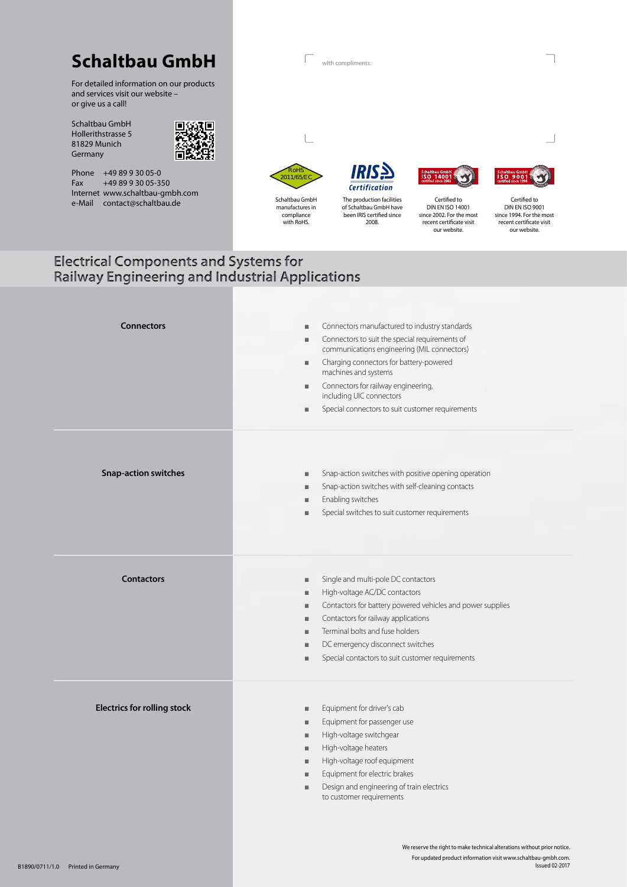# Schaltbau GmbH

For detailed information on our products and services visit our website – or give us a call!

Schaltbau GmbH
Hollerithstrasse 5
81829 Munich
Germany

Phone +49 89 9 30 05-0
Fax +49 89 9 30 05-350
Internet www.schaltbau-gmbh.com
e-Mail contact@schaltbau.de

with compliments:

RoHS 2011/65/EC

Schaltbau GmbH manufactures in compliance with RoHS.

IRIS Certification

The production facilities of Schaltbau GmbH have been IRIS certified since 2008.

Schaltbau GmbH ISO 14001 certified since 2002

Certified to DIN EN ISO 14001 since 2002. For the most recent certificate visit our website.

Schaltbau GmbH ISO 9001 certified since 1994

Certified to DIN EN ISO 9001 since 1994. For the most recent certificate visit our website.

## Electrical Components and Systems for Railway Engineering and Industrial Applications

### Connectors

- Connectors manufactured to industry standards
- Connectors to suit the special requirements of communications engineering (MIL connectors)
- Charging connectors for battery-powered machines and systems
- Connectors for railway engineering, including UIC connectors
- Special connectors to suit customer requirements

### Snap-action switches

- Snap-action switches with positive opening operation
- Snap-action switches with self-cleaning contacts
- Enabling switches
- Special switches to suit customer requirements

### Contactors

- Single and multi-pole DC contactors
- High-voltage AC/DC contactors
- Contactors for battery powered vehicles and power supplies
- Contactors for railway applications
- Terminal bolts and fuse holders
- DC emergency disconnect switches
- Special contactors to suit customer requirements

### Electrics for rolling stock

- Equipment for driver's cab
- Equipment for passenger use
- High-voltage switchgear
- High-voltage heaters
- High-voltage roof equipment
- Equipment for electric brakes
- Design and engineering of train electrics to customer requirements

We reserve the right to make technical alterations without prior notice.
For updated product information visit www.schaltbau-gmbh.com.
Issued 02-2017

B1890/0711/1.0 Printed in Germany